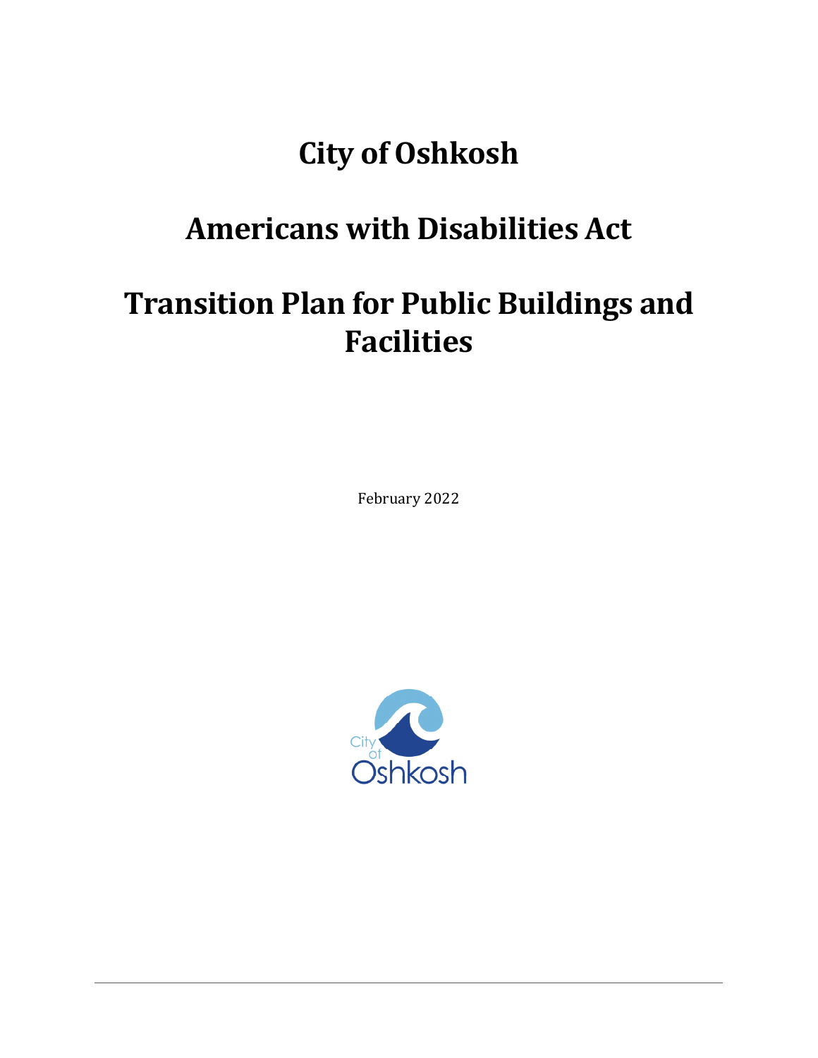# City of Oshkosh

# Americans with Disabilities Act

# Transition Plan for Public Buildings and Facilities

February 2022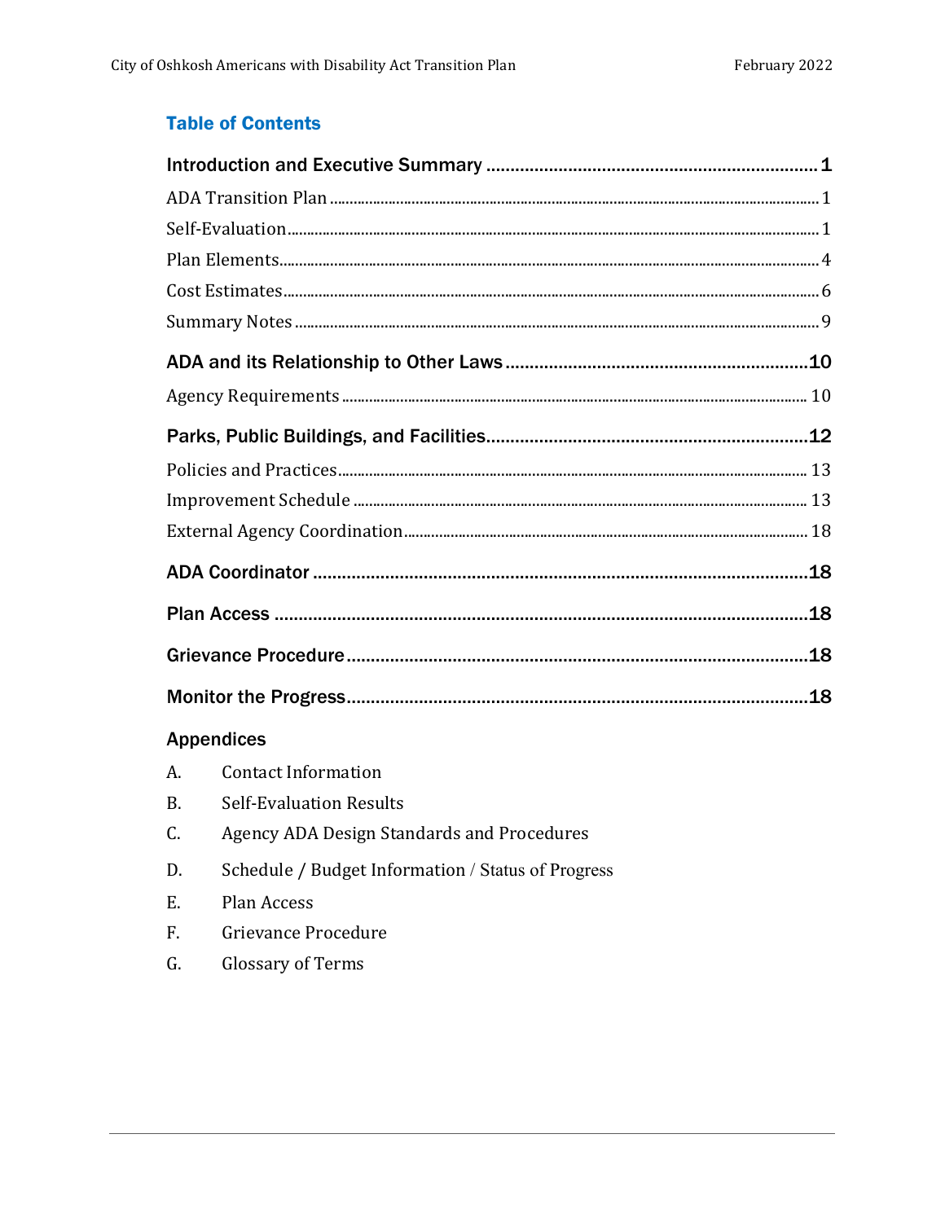## Table of Contents

**Introduction and Executive Summary** ........ **1**

ADA Transition Plan ........ 1

Self-Evaluation ........ 1

Plan Elements ........ 4

Cost Estimates ........ 6

Summary Notes ........ 9

**ADA and its Relationship to Other Laws** ........ **10**

Agency Requirements ........ 10

**Parks, Public Buildings, and Facilities** ........ **12**

Policies and Practices ........ 13

Improvement Schedule ........ 13

External Agency Coordination ........ 18

**ADA Coordinator** ........ **18**

**Plan Access** ........ **18**

**Grievance Procedure** ........ **18**

**Monitor the Progress** ........ **18**

### Appendices

A. Contact Information

B. Self-Evaluation Results

C. Agency ADA Design Standards and Procedures

D. Schedule / Budget Information / Status of Progress

E. Plan Access

F. Grievance Procedure

G. Glossary of Terms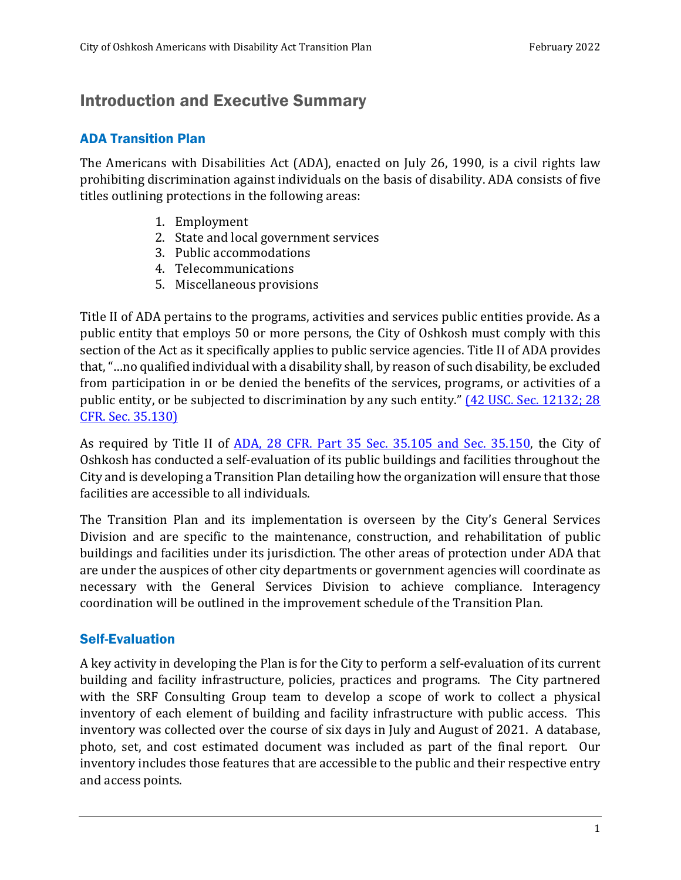# Introduction and Executive Summary

## ADA Transition Plan

The Americans with Disabilities Act (ADA), enacted on July 26, 1990, is a civil rights law prohibiting discrimination against individuals on the basis of disability. ADA consists of five titles outlining protections in the following areas:

1. Employment
2. State and local government services
3. Public accommodations
4. Telecommunications
5. Miscellaneous provisions

Title II of ADA pertains to the programs, activities and services public entities provide. As a public entity that employs 50 or more persons, the City of Oshkosh must comply with this section of the Act as it specifically applies to public service agencies. Title II of ADA provides that, "…no qualified individual with a disability shall, by reason of such disability, be excluded from participation in or be denied the benefits of the services, programs, or activities of a public entity, or be subjected to discrimination by any such entity." (42 USC. Sec. 12132; 28 CFR. Sec. 35.130)

As required by Title II of ADA, 28 CFR. Part 35 Sec. 35.105 and Sec. 35.150, the City of Oshkosh has conducted a self-evaluation of its public buildings and facilities throughout the City and is developing a Transition Plan detailing how the organization will ensure that those facilities are accessible to all individuals.

The Transition Plan and its implementation is overseen by the City's General Services Division and are specific to the maintenance, construction, and rehabilitation of public buildings and facilities under its jurisdiction. The other areas of protection under ADA that are under the auspices of other city departments or government agencies will coordinate as necessary with the General Services Division to achieve compliance. Interagency coordination will be outlined in the improvement schedule of the Transition Plan.

## Self-Evaluation

A key activity in developing the Plan is for the City to perform a self-evaluation of its current building and facility infrastructure, policies, practices and programs. The City partnered with the SRF Consulting Group team to develop a scope of work to collect a physical inventory of each element of building and facility infrastructure with public access. This inventory was collected over the course of six days in July and August of 2021. A database, photo, set, and cost estimated document was included as part of the final report. Our inventory includes those features that are accessible to the public and their respective entry and access points.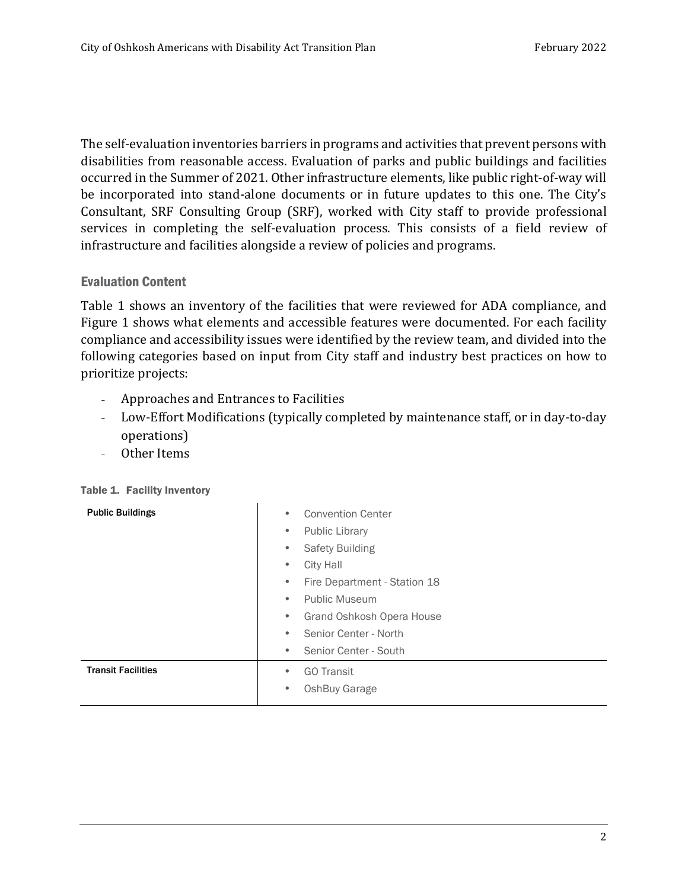The self-evaluation inventories barriers in programs and activities that prevent persons with disabilities from reasonable access. Evaluation of parks and public buildings and facilities occurred in the Summer of 2021. Other infrastructure elements, like public right-of-way will be incorporated into stand-alone documents or in future updates to this one. The City's Consultant, SRF Consulting Group (SRF), worked with City staff to provide professional services in completing the self-evaluation process. This consists of a field review of infrastructure and facilities alongside a review of policies and programs.

## Evaluation Content

Table 1 shows an inventory of the facilities that were reviewed for ADA compliance, and Figure 1 shows what elements and accessible features were documented. For each facility compliance and accessibility issues were identified by the review team, and divided into the following categories based on input from City staff and industry best practices on how to prioritize projects:

- Approaches and Entrances to Facilities
- Low-Effort Modifications (typically completed by maintenance staff, or in day-to-day operations)
- Other Items

**Table 1. Facility Inventory**

| | |
|---|---|
| **Public Buildings** | • Convention Center<br>• Public Library<br>• Safety Building<br>• City Hall<br>• Fire Department - Station 18<br>• Public Museum<br>• Grand Oshkosh Opera House<br>• Senior Center - North<br>• Senior Center - South |
| **Transit Facilities** | • GO Transit<br>• OshBuy Garage |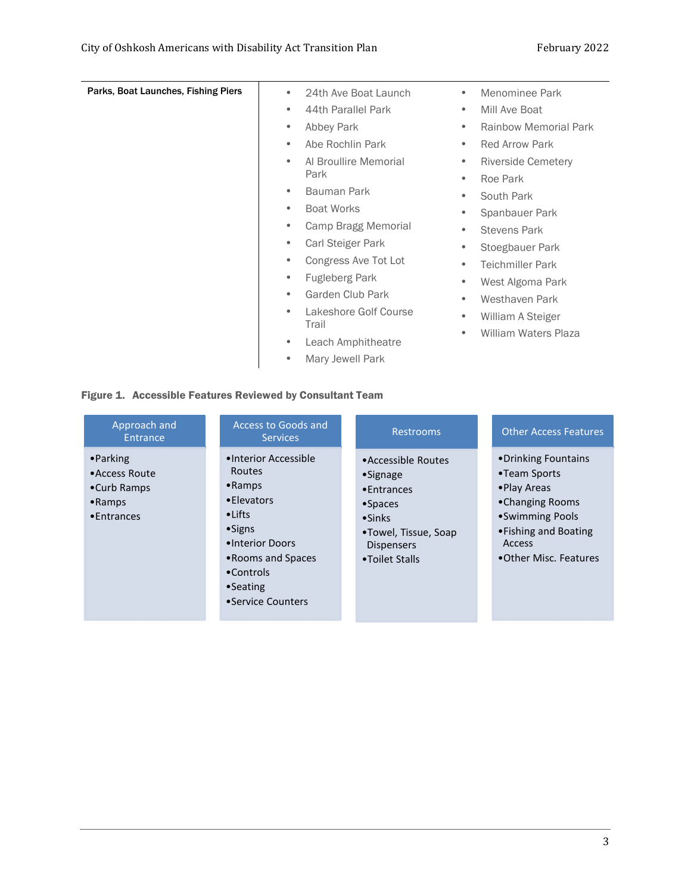| Parks, Boat Launches, Fishing Piers | | |
|---|---|---|
| | • 24th Ave Boat Launch<br>• 44th Parallel Park<br>• Abbey Park<br>• Abe Rochlin Park<br>• Al Broullire Memorial Park<br>• Bauman Park<br>• Boat Works<br>• Camp Bragg Memorial<br>• Carl Steiger Park<br>• Congress Ave Tot Lot<br>• Fugleberg Park<br>• Garden Club Park<br>• Lakeshore Golf Course Trail<br>• Leach Amphitheatre<br>• Mary Jewell Park | • Menominee Park<br>• Mill Ave Boat<br>• Rainbow Memorial Park<br>• Red Arrow Park<br>• Riverside Cemetery<br>• Roe Park<br>• South Park<br>• Spanbauer Park<br>• Stevens Park<br>• Stoegbauer Park<br>• Teichmiller Park<br>• West Algoma Park<br>• Westhaven Park<br>• William A Steiger<br>• William Waters Plaza |

**Figure 1. Accessible Features Reviewed by Consultant Team**

| Approach and Entrance | Access to Goods and Services | Restrooms | Other Access Features |
|---|---|---|---|
| •Parking<br>•Access Route<br>•Curb Ramps<br>•Ramps<br>•Entrances | •Interior Accessible Routes<br>•Ramps<br>•Elevators<br>•Lifts<br>•Signs<br>•Interior Doors<br>•Rooms and Spaces<br>•Controls<br>•Seating<br>•Service Counters | •Accessible Routes<br>•Signage<br>•Entrances<br>•Spaces<br>•Sinks<br>•Towel, Tissue, Soap Dispensers<br>•Toilet Stalls | •Drinking Fountains<br>•Team Sports<br>•Play Areas<br>•Changing Rooms<br>•Swimming Pools<br>•Fishing and Boating Access<br>•Other Misc. Features |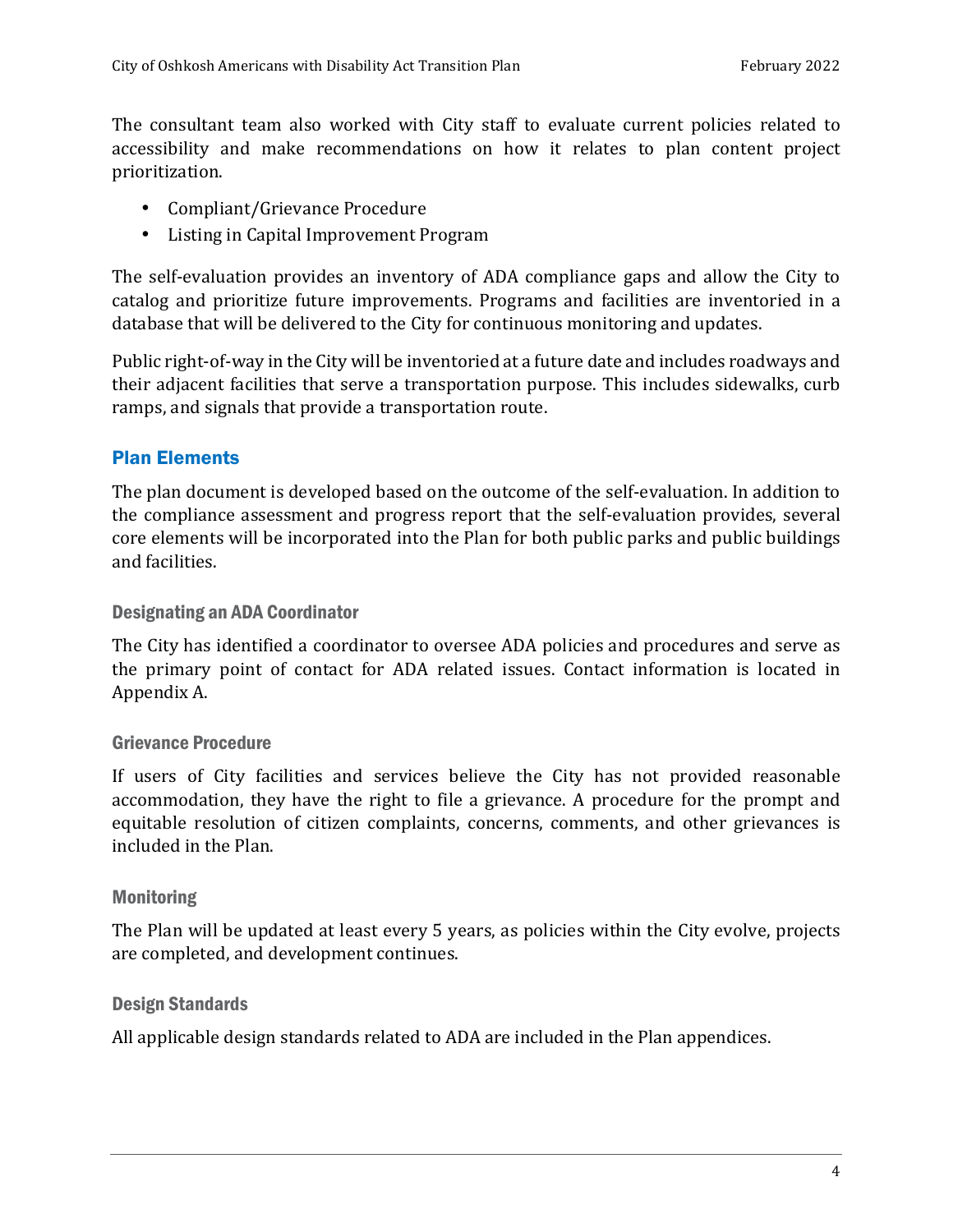The consultant team also worked with City staff to evaluate current policies related to accessibility and make recommendations on how it relates to plan content project prioritization.

- Compliant/Grievance Procedure
- Listing in Capital Improvement Program

The self-evaluation provides an inventory of ADA compliance gaps and allow the City to catalog and prioritize future improvements. Programs and facilities are inventoried in a database that will be delivered to the City for continuous monitoring and updates.

Public right-of-way in the City will be inventoried at a future date and includes roadways and their adjacent facilities that serve a transportation purpose. This includes sidewalks, curb ramps, and signals that provide a transportation route.

## Plan Elements

The plan document is developed based on the outcome of the self-evaluation. In addition to the compliance assessment and progress report that the self-evaluation provides, several core elements will be incorporated into the Plan for both public parks and public buildings and facilities.

### Designating an ADA Coordinator

The City has identified a coordinator to oversee ADA policies and procedures and serve as the primary point of contact for ADA related issues. Contact information is located in Appendix A.

### Grievance Procedure

If users of City facilities and services believe the City has not provided reasonable accommodation, they have the right to file a grievance. A procedure for the prompt and equitable resolution of citizen complaints, concerns, comments, and other grievances is included in the Plan.

### Monitoring

The Plan will be updated at least every 5 years, as policies within the City evolve, projects are completed, and development continues.

### Design Standards

All applicable design standards related to ADA are included in the Plan appendices.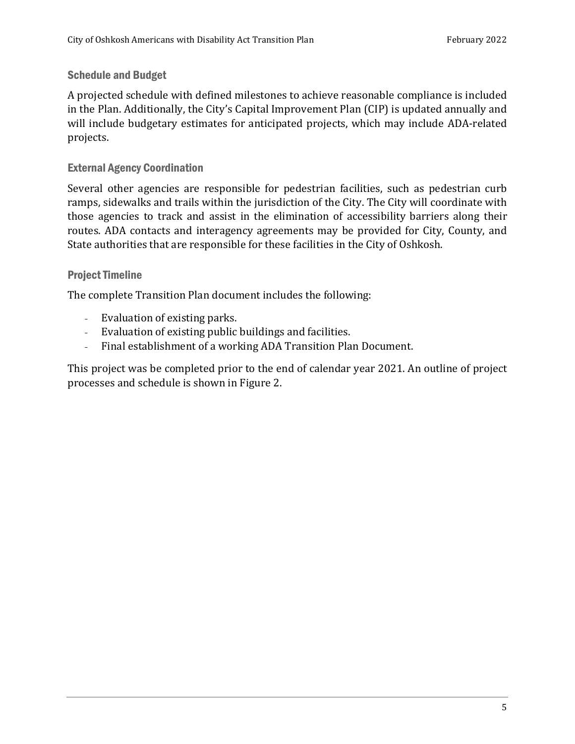### Schedule and Budget

A projected schedule with defined milestones to achieve reasonable compliance is included in the Plan. Additionally, the City's Capital Improvement Plan (CIP) is updated annually and will include budgetary estimates for anticipated projects, which may include ADA-related projects.

### External Agency Coordination

Several other agencies are responsible for pedestrian facilities, such as pedestrian curb ramps, sidewalks and trails within the jurisdiction of the City. The City will coordinate with those agencies to track and assist in the elimination of accessibility barriers along their routes. ADA contacts and interagency agreements may be provided for City, County, and State authorities that are responsible for these facilities in the City of Oshkosh.

### Project Timeline

The complete Transition Plan document includes the following:

- Evaluation of existing parks.
- Evaluation of existing public buildings and facilities.
- Final establishment of a working ADA Transition Plan Document.

This project was be completed prior to the end of calendar year 2021. An outline of project processes and schedule is shown in Figure 2.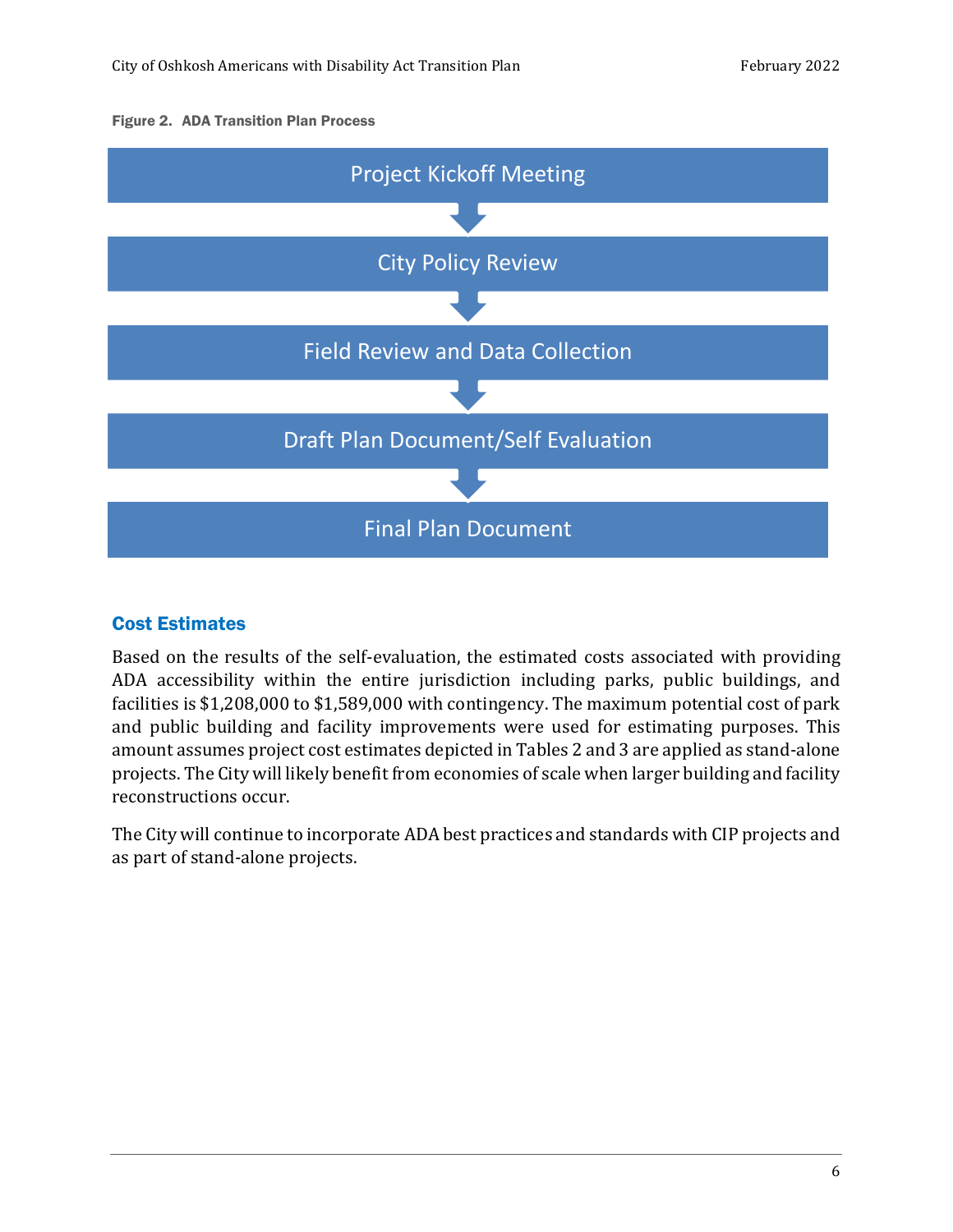Figure 2. ADA Transition Plan Process

Project Kickoff Meeting

↓

City Policy Review

↓

Field Review and Data Collection

↓

Draft Plan Document/Self Evaluation

↓

Final Plan Document

## Cost Estimates

Based on the results of the self-evaluation, the estimated costs associated with providing ADA accessibility within the entire jurisdiction including parks, public buildings, and facilities is $1,208,000 to $1,589,000 with contingency. The maximum potential cost of park and public building and facility improvements were used for estimating purposes. This amount assumes project cost estimates depicted in Tables 2 and 3 are applied as stand-alone projects. The City will likely benefit from economies of scale when larger building and facility reconstructions occur.

The City will continue to incorporate ADA best practices and standards with CIP projects and as part of stand-alone projects.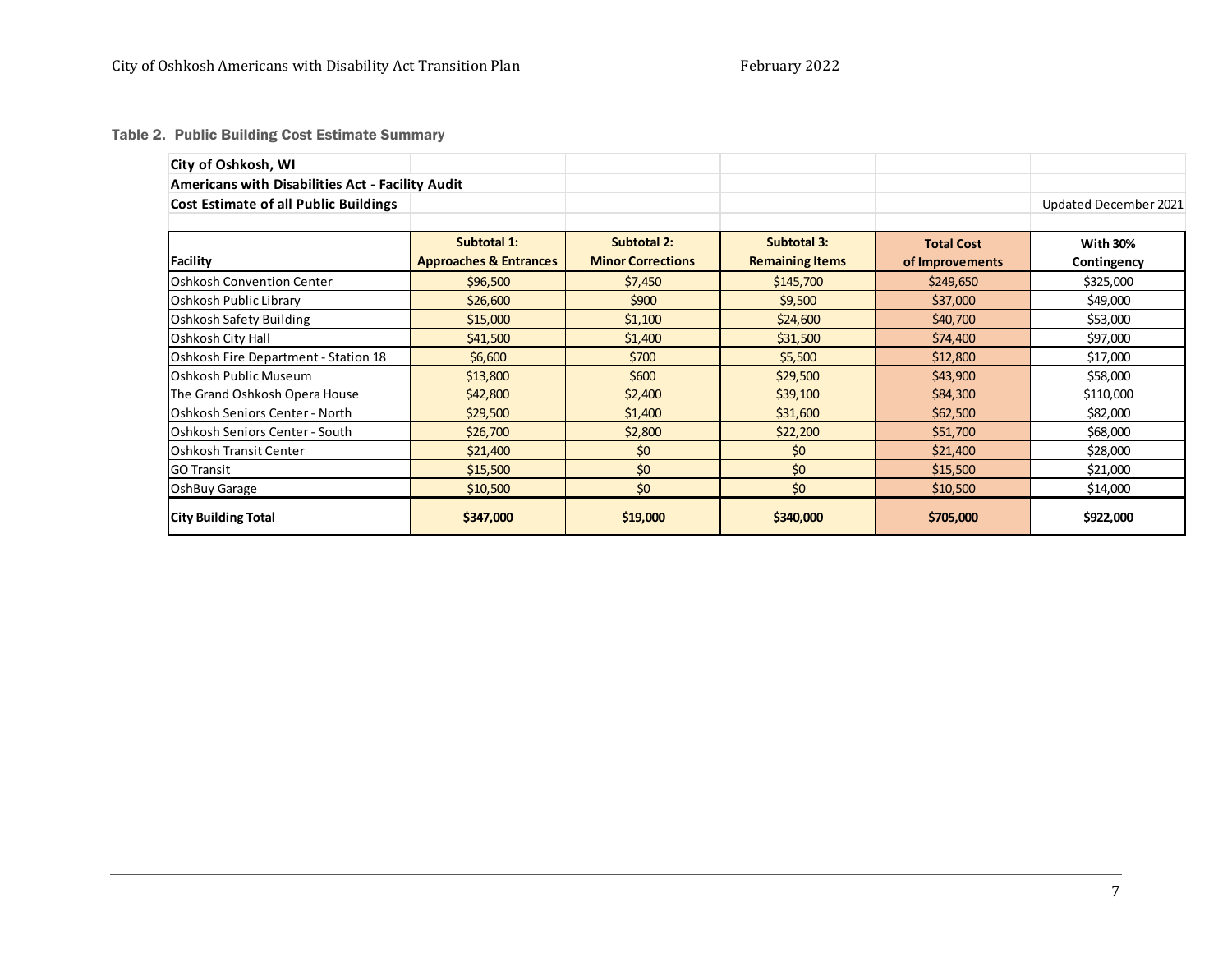### Table 2. Public Building Cost Estimate Summary

| City of Oshkosh, WI | | | | | |
|---|---|---|---|---|---|
| Americans with Disabilities Act - Facility Audit | | | | | |
| Cost Estimate of all Public Buildings | | | | | Updated December 2021 |
| | | | | | |
| **Facility** | **Subtotal 1: Approaches & Entrances** | **Subtotal 2: Minor Corrections** | **Subtotal 3: Remaining Items** | **Total Cost of Improvements** | **With 30% Contingency** |
| Oshkosh Convention Center | $96,500 | $7,450 | $145,700 | $249,650 | $325,000 |
| Oshkosh Public Library | $26,600 | $900 | $9,500 | $37,000 | $49,000 |
| Oshkosh Safety Building | $15,000 | $1,100 | $24,600 | $40,700 | $53,000 |
| Oshkosh City Hall | $41,500 | $1,400 | $31,500 | $74,400 | $97,000 |
| Oshkosh Fire Department - Station 18 | $6,600 | $700 | $5,500 | $12,800 | $17,000 |
| Oshkosh Public Museum | $13,800 | $600 | $29,500 | $43,900 | $58,000 |
| The Grand Oshkosh Opera House | $42,800 | $2,400 | $39,100 | $84,300 | $110,000 |
| Oshkosh Seniors Center - North | $29,500 | $1,400 | $31,600 | $62,500 | $82,000 |
| Oshkosh Seniors Center - South | $26,700 | $2,800 | $22,200 | $51,700 | $68,000 |
| Oshkosh Transit Center | $21,400 | $0 | $0 | $21,400 | $28,000 |
| GO Transit | $15,500 | $0 | $0 | $15,500 | $21,000 |
| OshBuy Garage | $10,500 | $0 | $0 | $10,500 | $14,000 |
| **City Building Total** | **$347,000** | **$19,000** | **$340,000** | **$705,000** | **$922,000** |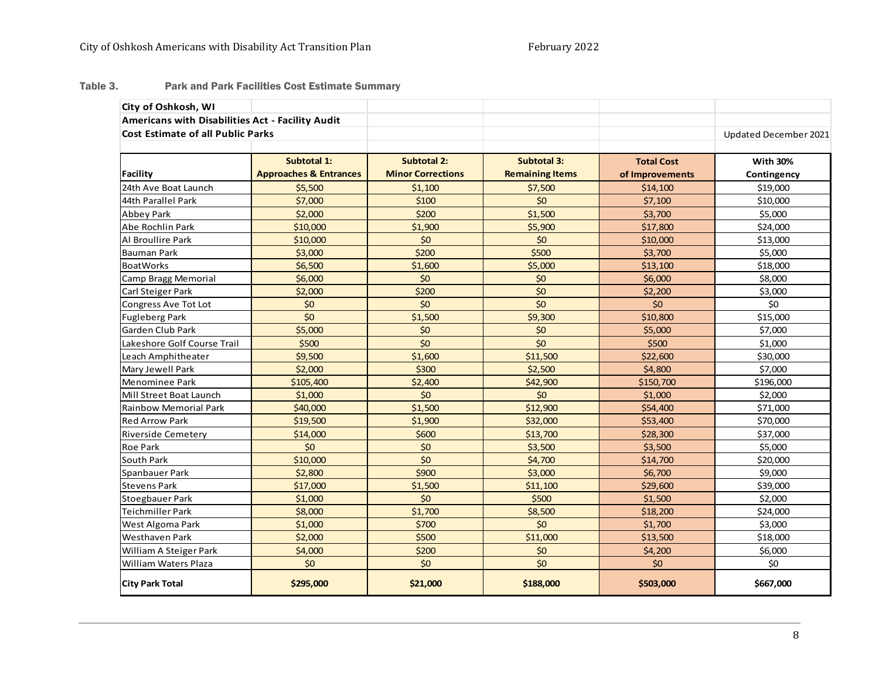Table 3. Park and Park Facilities Cost Estimate Summary

| City of Oshkosh, WI | | | | | |
|---|---|---|---|---|---|
| **Americans with Disabilities Act - Facility Audit** | | | | | |
| **Cost Estimate of all Public Parks** | | | | | Updated December 2021 |
| **Facility** | **Subtotal 1: Approaches & Entrances** | **Subtotal 2: Minor Corrections** | **Subtotal 3: Remaining Items** | **Total Cost of Improvements** | **With 30% Contingency** |
| 24th Ave Boat Launch | $5,500 | $1,100 | $7,500 | $14,100 | $19,000 |
| 44th Parallel Park | $7,000 | $100 | $0 | $7,100 | $10,000 |
| Abbey Park | $2,000 | $200 | $1,500 | $3,700 | $5,000 |
| Abe Rochlin Park | $10,000 | $1,900 | $5,900 | $17,800 | $24,000 |
| Al Broullire Park | $10,000 | $0 | $0 | $10,000 | $13,000 |
| Bauman Park | $3,000 | $200 | $500 | $3,700 | $5,000 |
| BoatWorks | $6,500 | $1,600 | $5,000 | $13,100 | $18,000 |
| Camp Bragg Memorial | $6,000 | $0 | $0 | $6,000 | $8,000 |
| Carl Steiger Park | $2,000 | $200 | $0 | $2,200 | $3,000 |
| Congress Ave Tot Lot | $0 | $0 | $0 | $0 | $0 |
| Fugleberg Park | $0 | $1,500 | $9,300 | $10,800 | $15,000 |
| Garden Club Park | $5,000 | $0 | $0 | $5,000 | $7,000 |
| Lakeshore Golf Course Trail | $500 | $0 | $0 | $500 | $1,000 |
| Leach Amphitheater | $9,500 | $1,600 | $11,500 | $22,600 | $30,000 |
| Mary Jewell Park | $2,000 | $300 | $2,500 | $4,800 | $7,000 |
| Menominee Park | $105,400 | $2,400 | $42,900 | $150,700 | $196,000 |
| Mill Street Boat Launch | $1,000 | $0 | $0 | $1,000 | $2,000 |
| Rainbow Memorial Park | $40,000 | $1,500 | $12,900 | $54,400 | $71,000 |
| Red Arrow Park | $19,500 | $1,900 | $32,000 | $53,400 | $70,000 |
| Riverside Cemetery | $14,000 | $600 | $13,700 | $28,300 | $37,000 |
| Roe Park | $0 | $0 | $3,500 | $3,500 | $5,000 |
| South Park | $10,000 | $0 | $4,700 | $14,700 | $20,000 |
| Spanbauer Park | $2,800 | $900 | $3,000 | $6,700 | $9,000 |
| Stevens Park | $17,000 | $1,500 | $11,100 | $29,600 | $39,000 |
| Stoegbauer Park | $1,000 | $0 | $500 | $1,500 | $2,000 |
| Teichmiller Park | $8,000 | $1,700 | $8,500 | $18,200 | $24,000 |
| West Algoma Park | $1,000 | $700 | $0 | $1,700 | $3,000 |
| Westhaven Park | $2,000 | $500 | $11,000 | $13,500 | $18,000 |
| William A Steiger Park | $4,000 | $200 | $0 | $4,200 | $6,000 |
| William Waters Plaza | $0 | $0 | $0 | $0 | $0 |
| **City Park Total** | **$295,000** | **$21,000** | **$188,000** | **$503,000** | **$667,000** |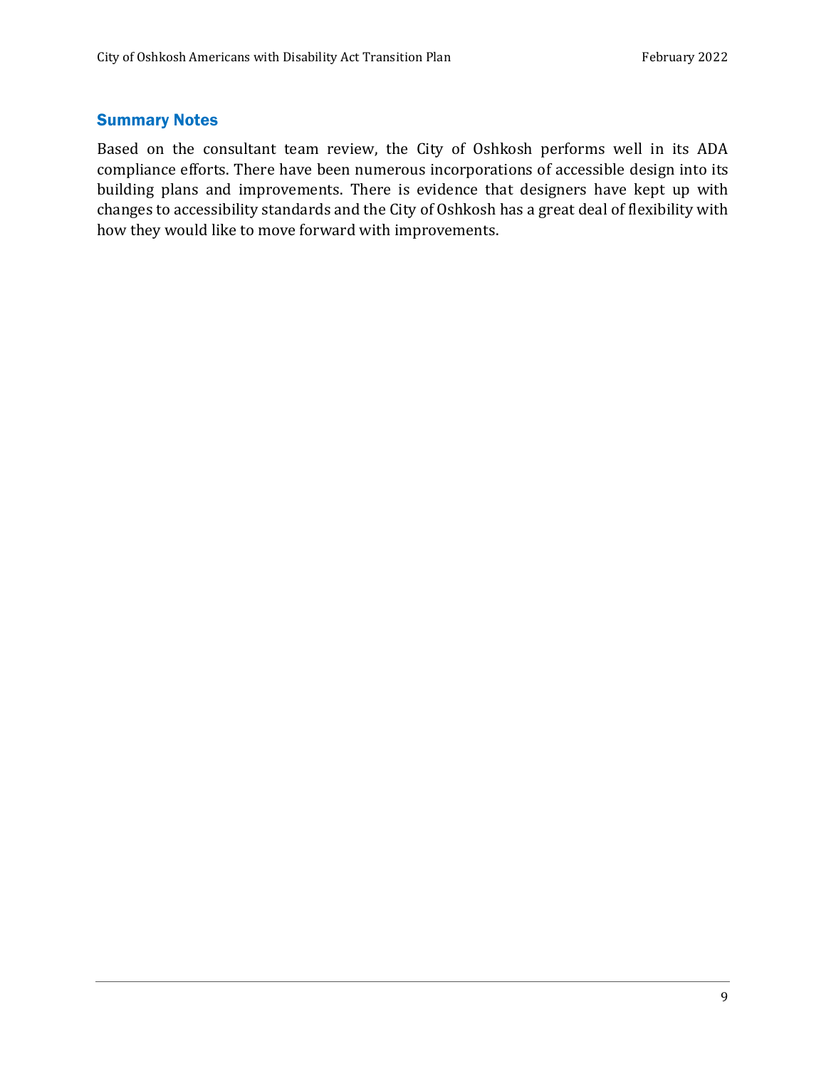## Summary Notes

Based on the consultant team review, the City of Oshkosh performs well in its ADA compliance efforts. There have been numerous incorporations of accessible design into its building plans and improvements. There is evidence that designers have kept up with changes to accessibility standards and the City of Oshkosh has a great deal of flexibility with how they would like to move forward with improvements.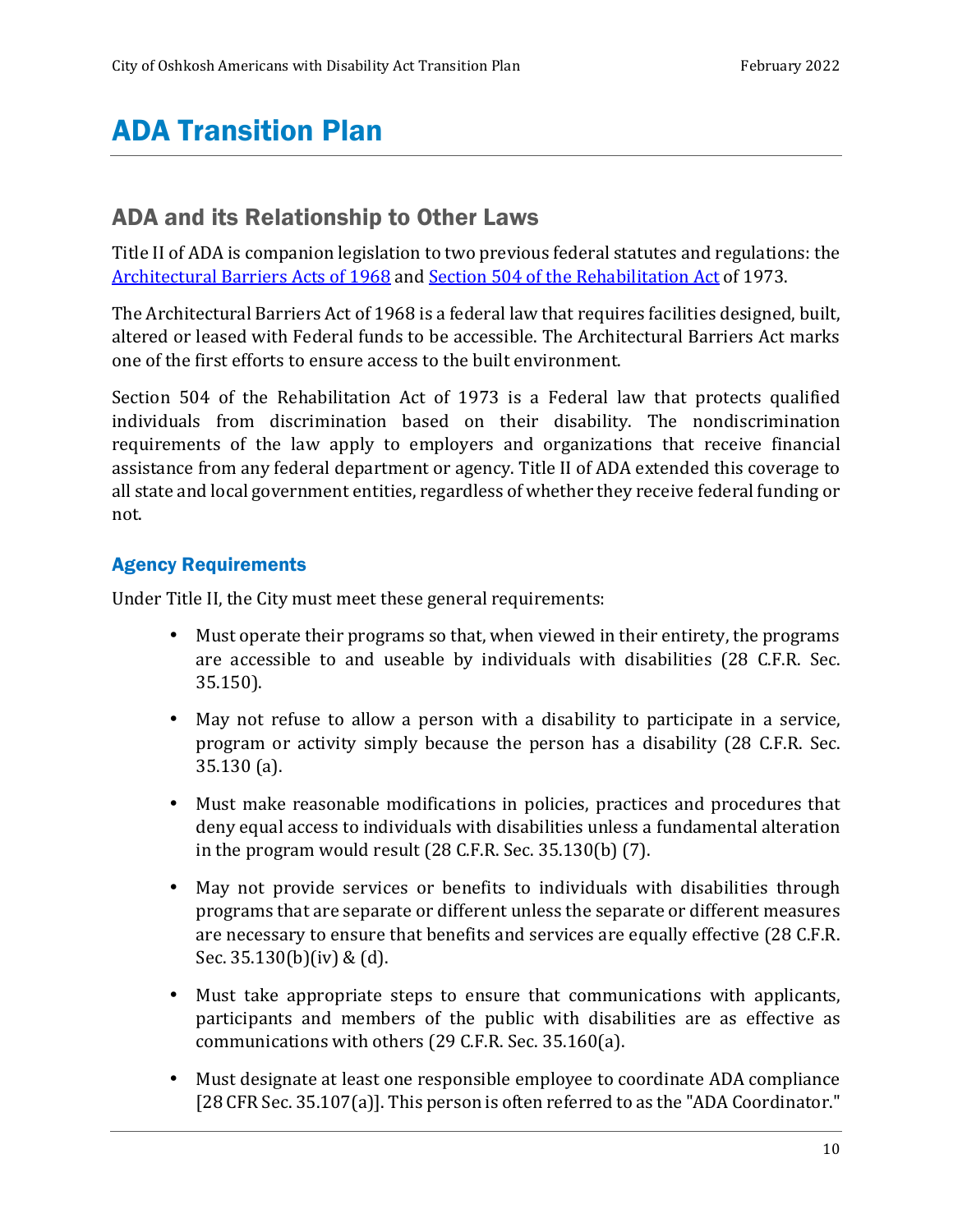# ADA Transition Plan

## ADA and its Relationship to Other Laws

Title II of ADA is companion legislation to two previous federal statutes and regulations: the [Architectural Barriers Acts of 1968] and [Section 504 of the Rehabilitation Act] of 1973.

The Architectural Barriers Act of 1968 is a federal law that requires facilities designed, built, altered or leased with Federal funds to be accessible. The Architectural Barriers Act marks one of the first efforts to ensure access to the built environment.

Section 504 of the Rehabilitation Act of 1973 is a Federal law that protects qualified individuals from discrimination based on their disability. The nondiscrimination requirements of the law apply to employers and organizations that receive financial assistance from any federal department or agency. Title II of ADA extended this coverage to all state and local government entities, regardless of whether they receive federal funding or not.

### Agency Requirements

Under Title II, the City must meet these general requirements:

- Must operate their programs so that, when viewed in their entirety, the programs are accessible to and useable by individuals with disabilities (28 C.F.R. Sec. 35.150).
- May not refuse to allow a person with a disability to participate in a service, program or activity simply because the person has a disability (28 C.F.R. Sec. 35.130 (a).
- Must make reasonable modifications in policies, practices and procedures that deny equal access to individuals with disabilities unless a fundamental alteration in the program would result (28 C.F.R. Sec. 35.130(b) (7).
- May not provide services or benefits to individuals with disabilities through programs that are separate or different unless the separate or different measures are necessary to ensure that benefits and services are equally effective (28 C.F.R. Sec. 35.130(b)(iv) & (d).
- Must take appropriate steps to ensure that communications with applicants, participants and members of the public with disabilities are as effective as communications with others (29 C.F.R. Sec. 35.160(a).
- Must designate at least one responsible employee to coordinate ADA compliance [28 CFR Sec. 35.107(a)]. This person is often referred to as the "ADA Coordinator."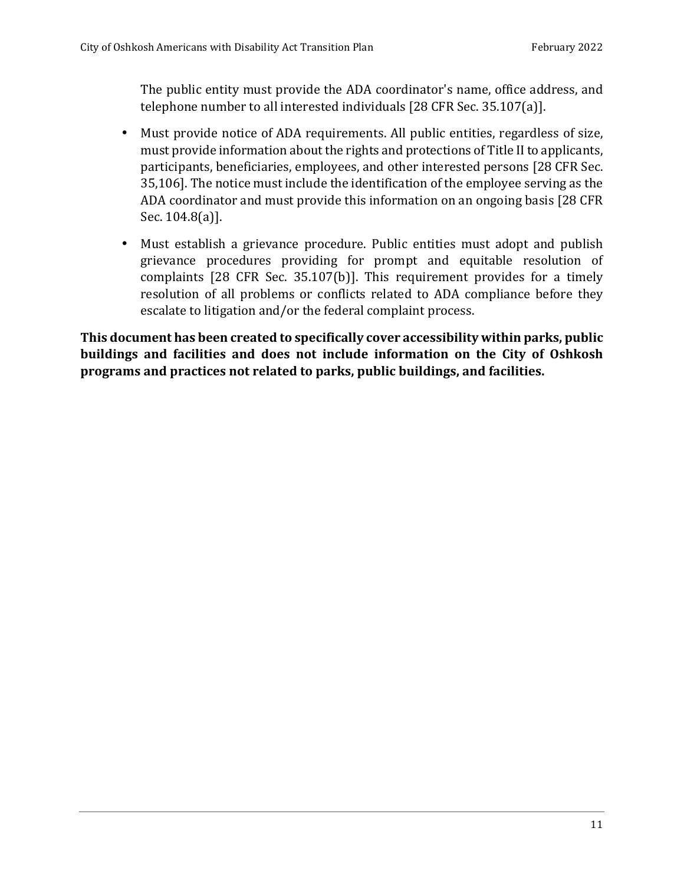The public entity must provide the ADA coordinator's name, office address, and telephone number to all interested individuals [28 CFR Sec. 35.107(a)].

- Must provide notice of ADA requirements. All public entities, regardless of size, must provide information about the rights and protections of Title II to applicants, participants, beneficiaries, employees, and other interested persons [28 CFR Sec. 35,106]. The notice must include the identification of the employee serving as the ADA coordinator and must provide this information on an ongoing basis [28 CFR Sec. 104.8(a)].
- Must establish a grievance procedure. Public entities must adopt and publish grievance procedures providing for prompt and equitable resolution of complaints [28 CFR Sec. 35.107(b)]. This requirement provides for a timely resolution of all problems or conflicts related to ADA compliance before they escalate to litigation and/or the federal complaint process.

**This document has been created to specifically cover accessibility within parks, public buildings and facilities and does not include information on the City of Oshkosh programs and practices not related to parks, public buildings, and facilities.**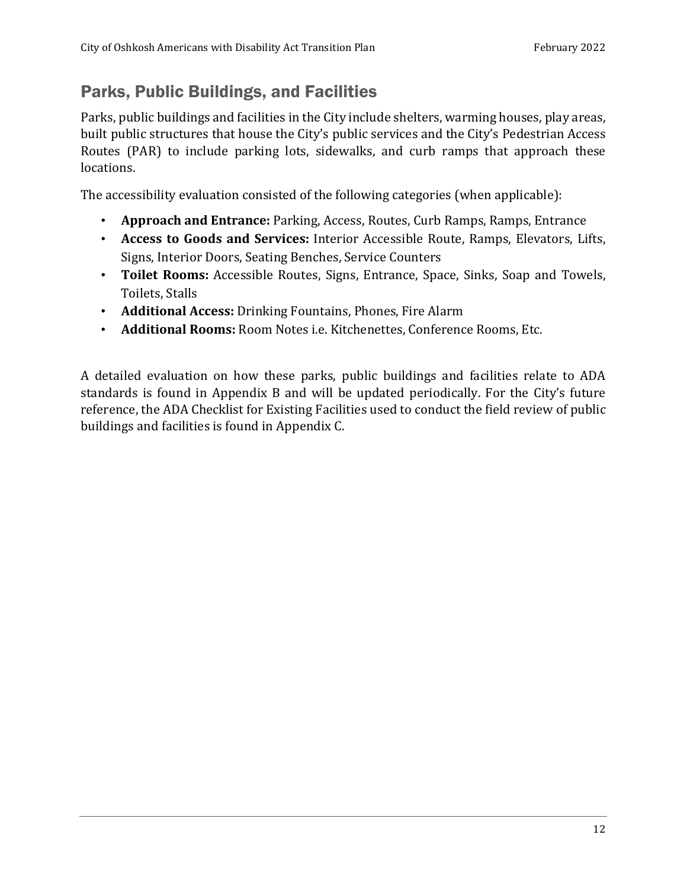## Parks, Public Buildings, and Facilities

Parks, public buildings and facilities in the City include shelters, warming houses, play areas, built public structures that house the City's public services and the City's Pedestrian Access Routes (PAR) to include parking lots, sidewalks, and curb ramps that approach these locations.

The accessibility evaluation consisted of the following categories (when applicable):

- **Approach and Entrance:** Parking, Access, Routes, Curb Ramps, Ramps, Entrance
- **Access to Goods and Services:** Interior Accessible Route, Ramps, Elevators, Lifts, Signs, Interior Doors, Seating Benches, Service Counters
- **Toilet Rooms:** Accessible Routes, Signs, Entrance, Space, Sinks, Soap and Towels, Toilets, Stalls
- **Additional Access:** Drinking Fountains, Phones, Fire Alarm
- **Additional Rooms:** Room Notes i.e. Kitchenettes, Conference Rooms, Etc.

A detailed evaluation on how these parks, public buildings and facilities relate to ADA standards is found in Appendix B and will be updated periodically. For the City's future reference, the ADA Checklist for Existing Facilities used to conduct the field review of public buildings and facilities is found in Appendix C.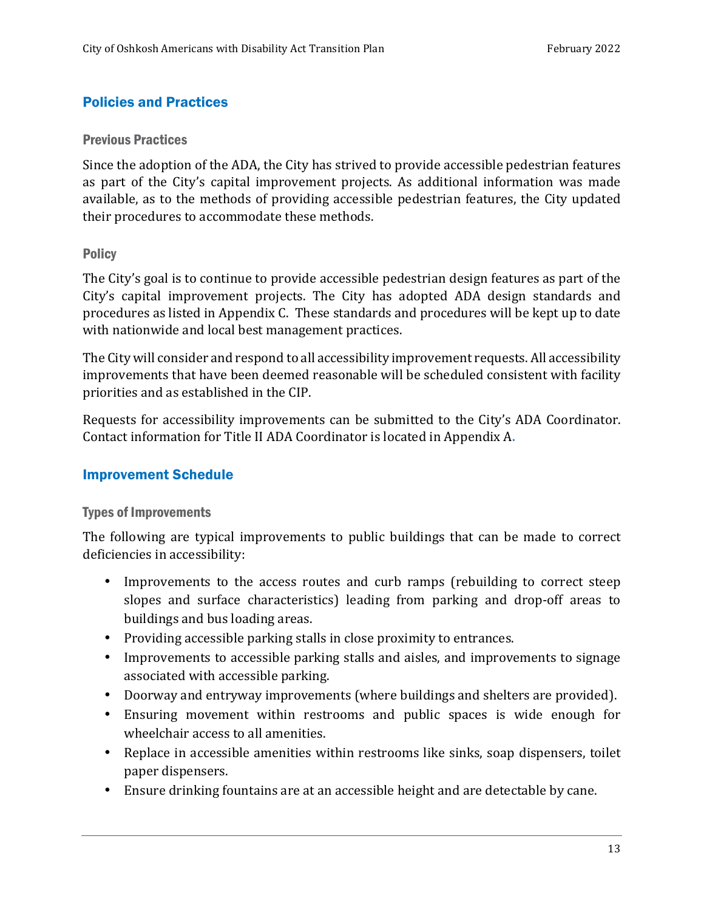## Policies and Practices

### Previous Practices

Since the adoption of the ADA, the City has strived to provide accessible pedestrian features as part of the City's capital improvement projects. As additional information was made available, as to the methods of providing accessible pedestrian features, the City updated their procedures to accommodate these methods.

### Policy

The City's goal is to continue to provide accessible pedestrian design features as part of the City's capital improvement projects. The City has adopted ADA design standards and procedures as listed in Appendix C. These standards and procedures will be kept up to date with nationwide and local best management practices.

The City will consider and respond to all accessibility improvement requests. All accessibility improvements that have been deemed reasonable will be scheduled consistent with facility priorities and as established in the CIP.

Requests for accessibility improvements can be submitted to the City's ADA Coordinator. Contact information for Title II ADA Coordinator is located in Appendix A.

## Improvement Schedule

### Types of Improvements

The following are typical improvements to public buildings that can be made to correct deficiencies in accessibility:

- Improvements to the access routes and curb ramps (rebuilding to correct steep slopes and surface characteristics) leading from parking and drop-off areas to buildings and bus loading areas.
- Providing accessible parking stalls in close proximity to entrances.
- Improvements to accessible parking stalls and aisles, and improvements to signage associated with accessible parking.
- Doorway and entryway improvements (where buildings and shelters are provided).
- Ensuring movement within restrooms and public spaces is wide enough for wheelchair access to all amenities.
- Replace in accessible amenities within restrooms like sinks, soap dispensers, toilet paper dispensers.
- Ensure drinking fountains are at an accessible height and are detectable by cane.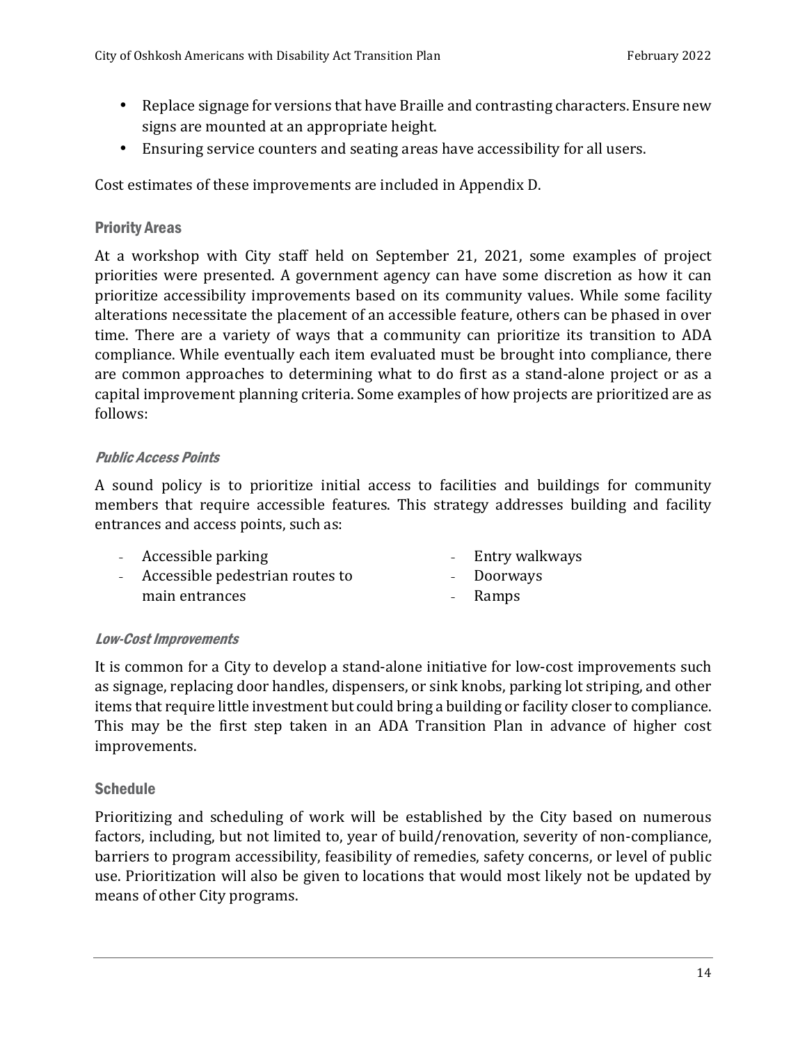- Replace signage for versions that have Braille and contrasting characters. Ensure new signs are mounted at an appropriate height.
- Ensuring service counters and seating areas have accessibility for all users.

Cost estimates of these improvements are included in Appendix D.

## Priority Areas

At a workshop with City staff held on September 21, 2021, some examples of project priorities were presented. A government agency can have some discretion as how it can prioritize accessibility improvements based on its community values. While some facility alterations necessitate the placement of an accessible feature, others can be phased in over time. There are a variety of ways that a community can prioritize its transition to ADA compliance. While eventually each item evaluated must be brought into compliance, there are common approaches to determining what to do first as a stand-alone project or as a capital improvement planning criteria. Some examples of how projects are prioritized are as follows:

### *Public Access Points*

A sound policy is to prioritize initial access to facilities and buildings for community members that require accessible features. This strategy addresses building and facility entrances and access points, such as:

- Accessible parking
- Accessible pedestrian routes to main entrances
- Entry walkways
- Doorways
- Ramps

### *Low-Cost Improvements*

It is common for a City to develop a stand-alone initiative for low-cost improvements such as signage, replacing door handles, dispensers, or sink knobs, parking lot striping, and other items that require little investment but could bring a building or facility closer to compliance. This may be the first step taken in an ADA Transition Plan in advance of higher cost improvements.

## Schedule

Prioritizing and scheduling of work will be established by the City based on numerous factors, including, but not limited to, year of build/renovation, severity of non-compliance, barriers to program accessibility, feasibility of remedies, safety concerns, or level of public use. Prioritization will also be given to locations that would most likely not be updated by means of other City programs.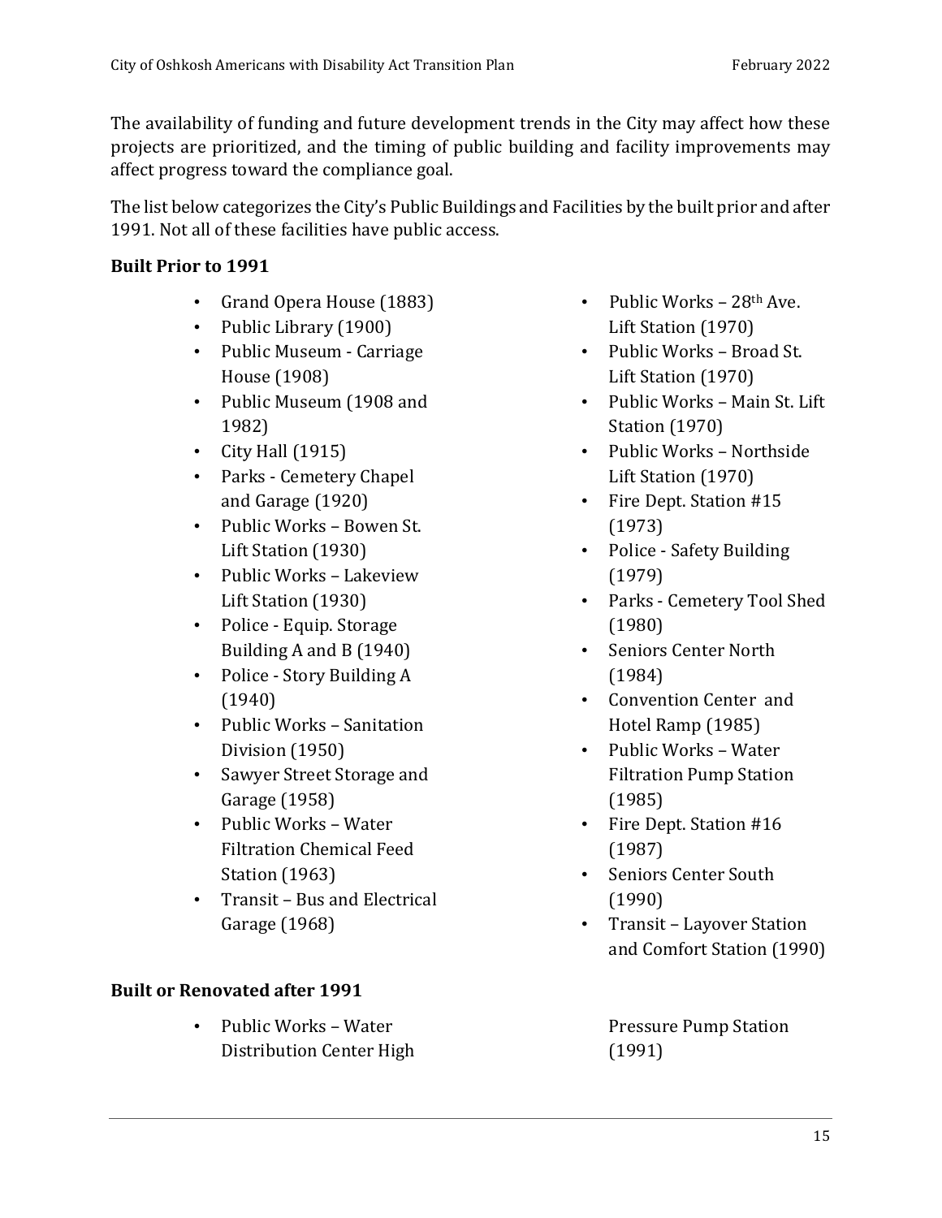The availability of funding and future development trends in the City may affect how these projects are prioritized, and the timing of public building and facility improvements may affect progress toward the compliance goal.

The list below categorizes the City's Public Buildings and Facilities by the built prior and after 1991. Not all of these facilities have public access.

**Built Prior to 1991**

- Grand Opera House (1883)
- Public Library (1900)
- Public Museum - Carriage House (1908)
- Public Museum (1908 and 1982)
- City Hall (1915)
- Parks - Cemetery Chapel and Garage (1920)
- Public Works – Bowen St. Lift Station (1930)
- Public Works – Lakeview Lift Station (1930)
- Police - Equip. Storage Building A and B (1940)
- Police - Story Building A (1940)
- Public Works – Sanitation Division (1950)
- Sawyer Street Storage and Garage (1958)
- Public Works – Water Filtration Chemical Feed Station (1963)
- Transit – Bus and Electrical Garage (1968)
- Public Works – 28th Ave. Lift Station (1970)
- Public Works – Broad St. Lift Station (1970)
- Public Works – Main St. Lift Station (1970)
- Public Works – Northside Lift Station (1970)
- Fire Dept. Station #15 (1973)
- Police - Safety Building (1979)
- Parks - Cemetery Tool Shed (1980)
- Seniors Center North (1984)
- Convention Center and Hotel Ramp (1985)
- Public Works – Water Filtration Pump Station (1985)
- Fire Dept. Station #16 (1987)
- Seniors Center South (1990)
- Transit – Layover Station and Comfort Station (1990)

**Built or Renovated after 1991**

- Public Works – Water Distribution Center High Pressure Pump Station (1991)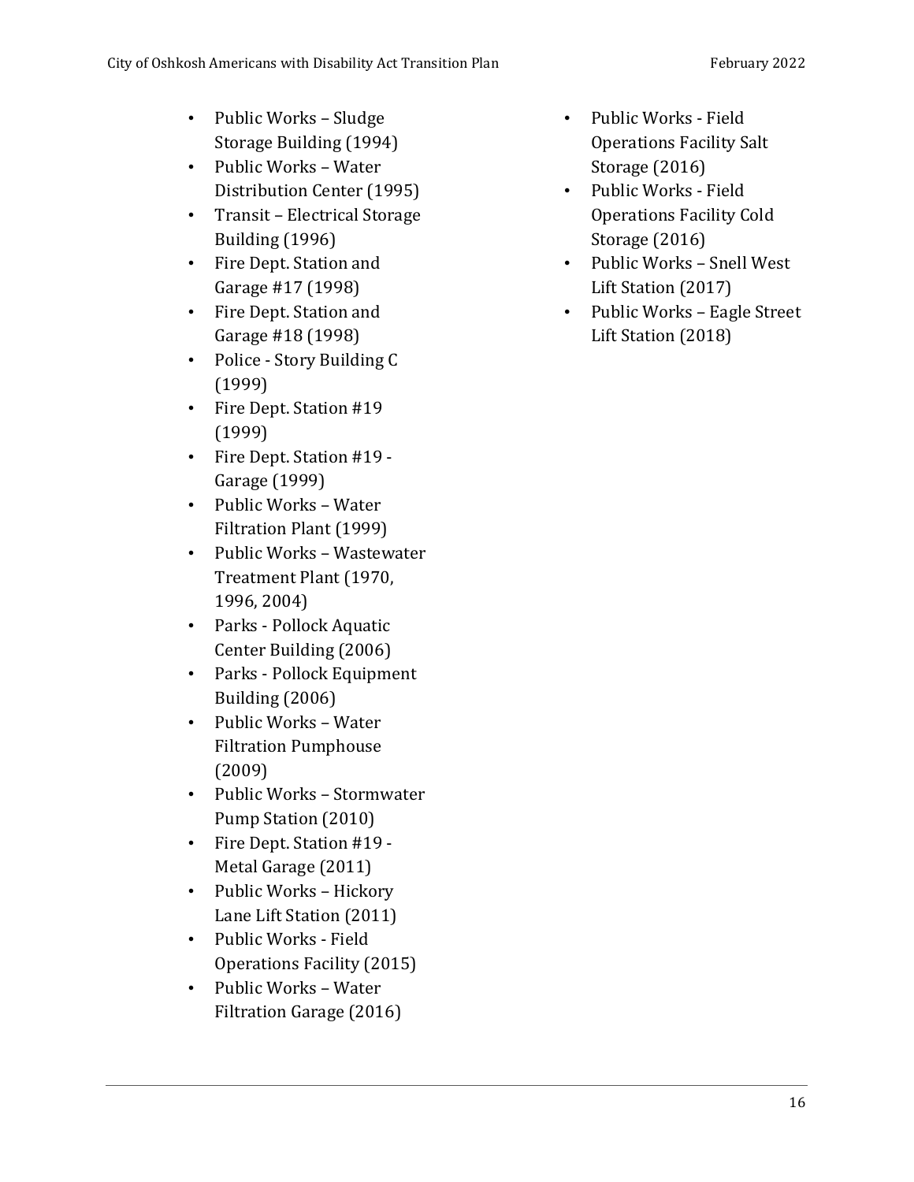- Public Works – Sludge Storage Building (1994)
- Public Works – Water Distribution Center (1995)
- Transit – Electrical Storage Building (1996)
- Fire Dept. Station and Garage #17 (1998)
- Fire Dept. Station and Garage #18 (1998)
- Police - Story Building C (1999)
- Fire Dept. Station #19 (1999)
- Fire Dept. Station #19 - Garage (1999)
- Public Works – Water Filtration Plant (1999)
- Public Works – Wastewater Treatment Plant (1970, 1996, 2004)
- Parks - Pollock Aquatic Center Building (2006)
- Parks - Pollock Equipment Building (2006)
- Public Works – Water Filtration Pumphouse (2009)
- Public Works – Stormwater Pump Station (2010)
- Fire Dept. Station #19 - Metal Garage (2011)
- Public Works – Hickory Lane Lift Station (2011)
- Public Works - Field Operations Facility (2015)
- Public Works – Water Filtration Garage (2016)
- Public Works - Field Operations Facility Salt Storage (2016)
- Public Works - Field Operations Facility Cold Storage (2016)
- Public Works – Snell West Lift Station (2017)
- Public Works – Eagle Street Lift Station (2018)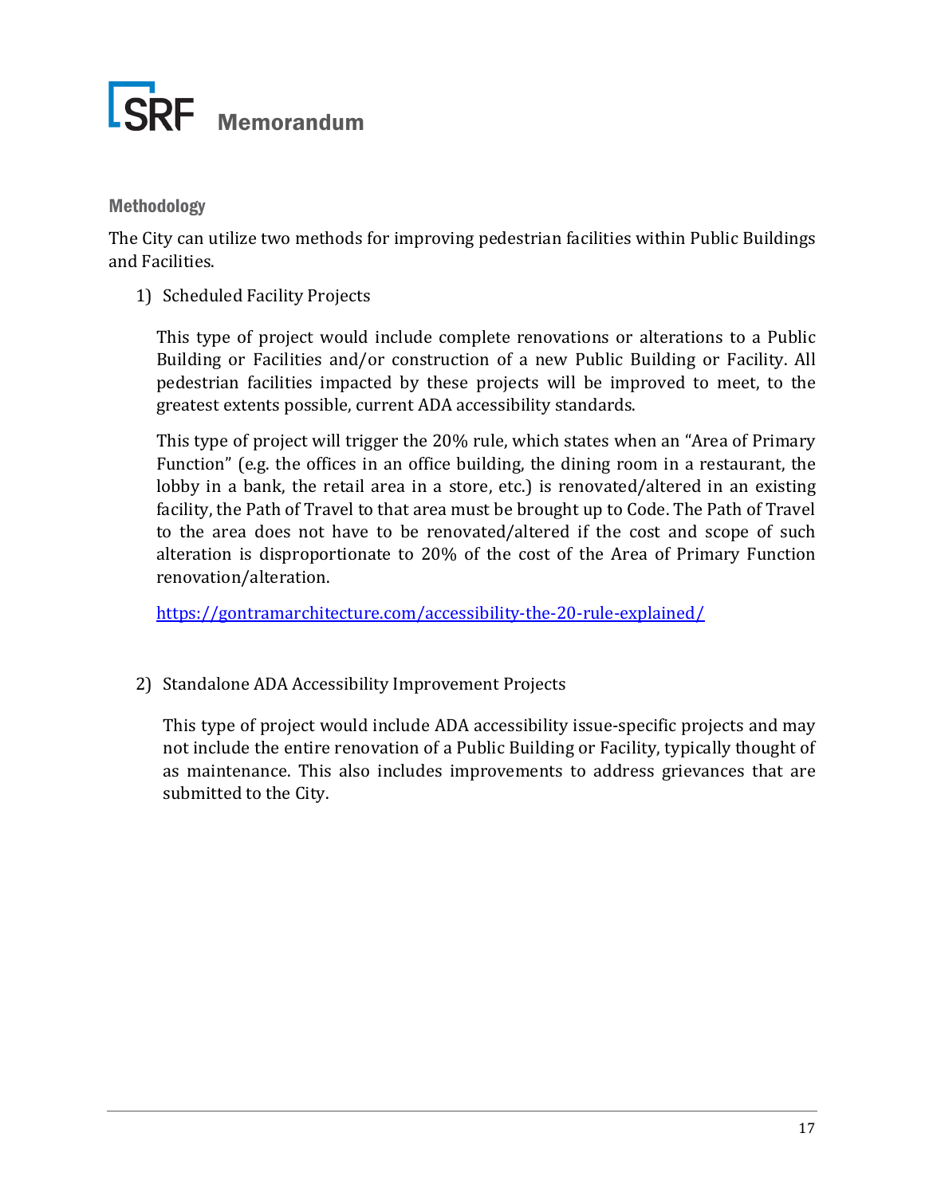### Methodology

The City can utilize two methods for improving pedestrian facilities within Public Buildings and Facilities.

1) Scheduled Facility Projects

   This type of project would include complete renovations or alterations to a Public Building or Facilities and/or construction of a new Public Building or Facility. All pedestrian facilities impacted by these projects will be improved to meet, to the greatest extents possible, current ADA accessibility standards.

   This type of project will trigger the 20% rule, which states when an "Area of Primary Function" (e.g. the offices in an office building, the dining room in a restaurant, the lobby in a bank, the retail area in a store, etc.) is renovated/altered in an existing facility, the Path of Travel to that area must be brought up to Code. The Path of Travel to the area does not have to be renovated/altered if the cost and scope of such alteration is disproportionate to 20% of the cost of the Area of Primary Function renovation/alteration.

   https://gontramarchitecture.com/accessibility-the-20-rule-explained/

2) Standalone ADA Accessibility Improvement Projects

   This type of project would include ADA accessibility issue-specific projects and may not include the entire renovation of a Public Building or Facility, typically thought of as maintenance. This also includes improvements to address grievances that are submitted to the City.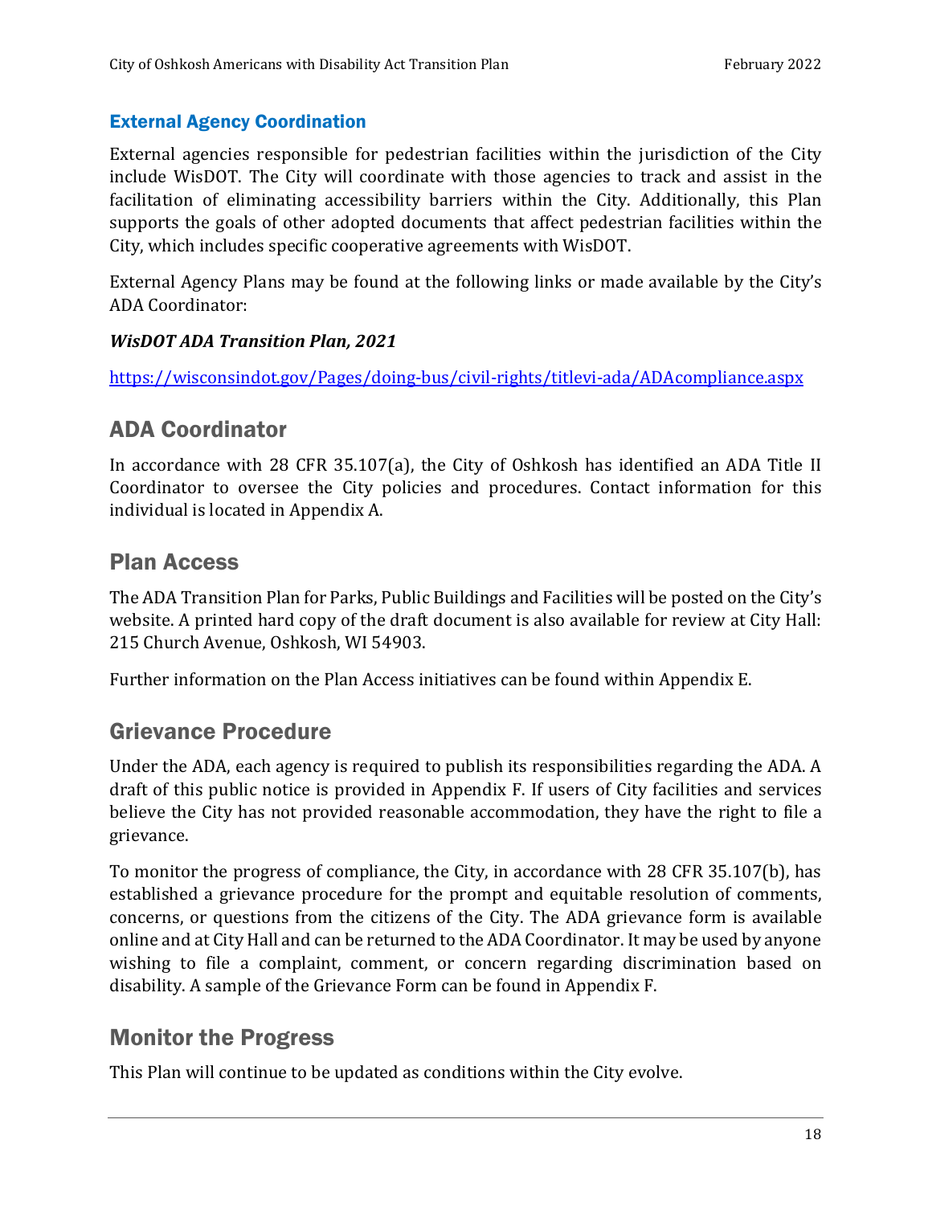### External Agency Coordination

External agencies responsible for pedestrian facilities within the jurisdiction of the City include WisDOT. The City will coordinate with those agencies to track and assist in the facilitation of eliminating accessibility barriers within the City. Additionally, this Plan supports the goals of other adopted documents that affect pedestrian facilities within the City, which includes specific cooperative agreements with WisDOT.

External Agency Plans may be found at the following links or made available by the City's ADA Coordinator:

***WisDOT ADA Transition Plan, 2021***

https://wisconsindot.gov/Pages/doing-bus/civil-rights/titlevi-ada/ADAcompliance.aspx

## ADA Coordinator

In accordance with 28 CFR 35.107(a), the City of Oshkosh has identified an ADA Title II Coordinator to oversee the City policies and procedures. Contact information for this individual is located in Appendix A.

## Plan Access

The ADA Transition Plan for Parks, Public Buildings and Facilities will be posted on the City's website. A printed hard copy of the draft document is also available for review at City Hall: 215 Church Avenue, Oshkosh, WI 54903.

Further information on the Plan Access initiatives can be found within Appendix E.

## Grievance Procedure

Under the ADA, each agency is required to publish its responsibilities regarding the ADA. A draft of this public notice is provided in Appendix F. If users of City facilities and services believe the City has not provided reasonable accommodation, they have the right to file a grievance.

To monitor the progress of compliance, the City, in accordance with 28 CFR 35.107(b), has established a grievance procedure for the prompt and equitable resolution of comments, concerns, or questions from the citizens of the City. The ADA grievance form is available online and at City Hall and can be returned to the ADA Coordinator. It may be used by anyone wishing to file a complaint, comment, or concern regarding discrimination based on disability. A sample of the Grievance Form can be found in Appendix F.

## Monitor the Progress

This Plan will continue to be updated as conditions within the City evolve.